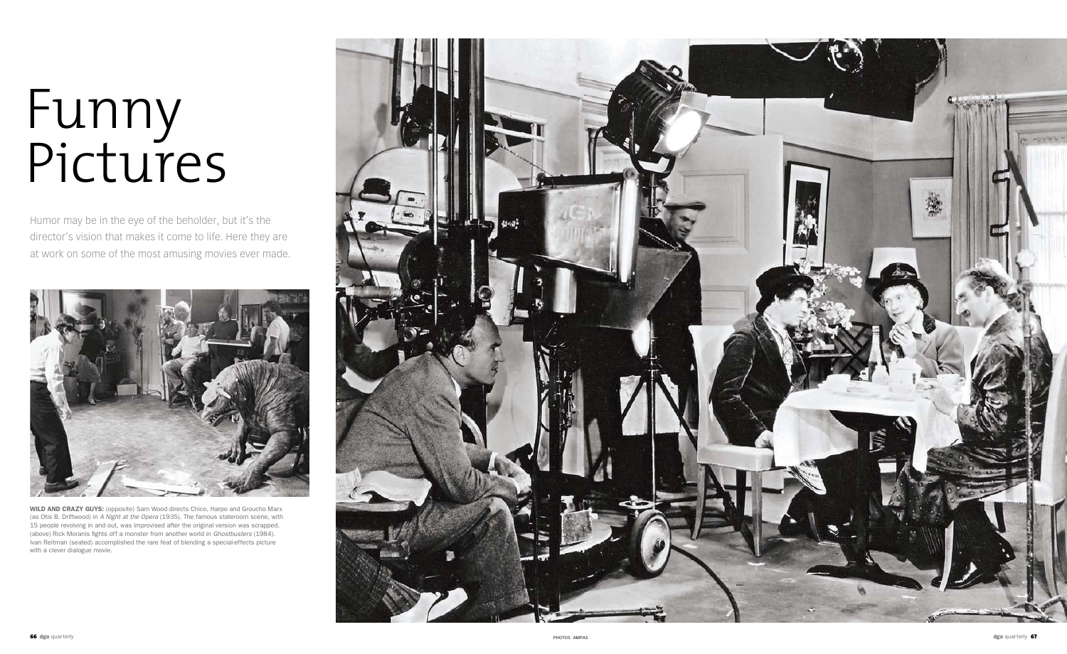# Funny Pictures

Humor may be in the eye of the beholder, but it's the director's vision that makes it come to life. Here they are at work on some of the most amusing movies ever made.

**WILD AND CRAZY GUYS:** (opposite) Sam Wood directs Chico, Harpo and Groucho Marx (as Otis B. Driftwood) in *A Night at the Opera* (1935). The famous stateroom scene, with 15 people revolving in and out, was improvised after the original version was scrapped. (above) Rick Moranis fights off a monster from another world in *Ghostbusters* (1984). Ivan Reitman (seated) accomplished the rare feat of blending a special-effects picture with a clever dialogue movie.

PHOTOS: AMPAS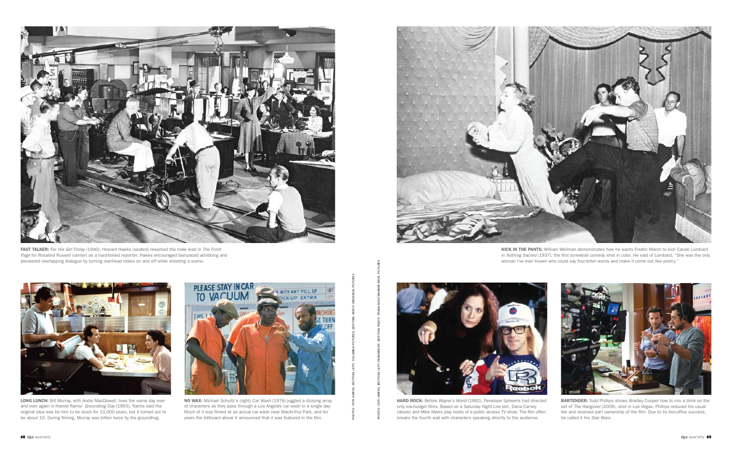**FAST TALKER:** For *His Girl Friday* (1940), Howard Hawks (seated) reworked the male lead in *The Front Page* for Rosalind Russell (center) as a hard-boiled reporter. Hawks encouraged fast-paced ad-libbing and pioneered overlapping dialogue by turning overhead mikes on and off while shooting a scene.

**LONG LUNCH:** Bill Murray, with Andie MacDowell, lives the same day over and over again in Harold Ramis' *Groundhog Day* (1993). Ramis said the original idea was for him to be stuck for 10,000 years, but it turned out to be about 10. During filming, Murray was bitten twice by the groundhog.

**NO WAX:** Michael Schultz's (right) *Car Wash* (1976) juggled a dizzying array of characters as they pass through a Los Angeles car wash in a single day. Much of it was filmed at an actual car wash near MacArthur Park, and for years the billboard above it announced that it was featured in the film.

PHOTOS: (TOP) AMPAS; (BOTTOM, LEFT): COLUMBIA PICTURES; (BOTTOM, RIGHT) UNIVERSAL PICTURES

PHOTOS: (TOP) AMPAS; (BOTTOM, LEFT) PARAMOUNT; (BOTTOM, RIGHT): FRANK MASI/WARNER BROS. PICTURES

**KICK IN THE PANTS:** William Wellman demonstrates how he wants Fredric March to kick Carole Lombard in *Nothing Sacred* (1937), the first screwball comedy shot in color. He said of Lombard, "She was the only woman I've ever known who could say four-letter words and make it come out like poetry."

**HARD ROCK:** Before *Wayne's World* (1992), Penelope Spheeris had directed only low-budget films. Based on a *Saturday Night Live* skit, Dana Carvey (above) and Mike Myers play hosts of a public access TV show. The film often breaks the fourth wall with characters speaking directly to the audience.

**BARTENDER:** Todd Phillips shows Bradley Cooper how to mix a drink on the set of *The Hangover* (2009), shot in Las Vegas. Phillips reduced his usual fee and received part ownership of the film. Due to its box-office success, he called it his *Star Wars*.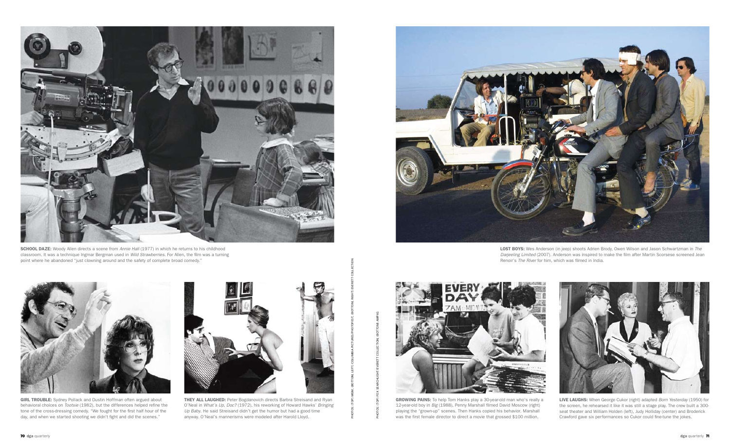**SCHOOL DAZE:** Woody Allen directs a scene from *Annie Hall* (1977) in which he returns to his childhood classroom. It was a technique Ingmar Bergman used in *Wild Strawberries*. For Allen, the film was a turning point where he abandoned "just clowning around and the safety of complete broad comedy."

**GIRL TROUBLE:** Sydney Pollack and Dustin Hoffman often argued about behavioral choices on *Tootsie* (1982), but the differences helped refine the tone of the cross-dressing comedy. "We fought for the first half hour of the day, and when we started shooting we didn't fight and did the scenes."

**THEY ALL LAUGHED:** Peter Bogdanovich directs Barbra Streisand and Ryan O'Neal in *What's Up, Doc?* (1972), his reworking of Howard Hawks' *Bringing Up Baby*. He said Streisand didn't get the humor but had a good time anyway. O'Neal's mannerisms were modeled after Harold Lloyd.

PHOTOS: (TOP) MGM; (BOTTOM, LEFT) COLUMBIA PICTURES/PHOTOFEST; (BOTTOM, RIGHT) EVERETT COLLECTION

PHOTOS: (TOP) FOX SEARCHLIGHT/EVERETT COLLECTION; (BOTTOM) AMPAS

**LOST BOYS:** Wes Anderson (in jeep) shoots Adrien Brody, Owen Wilson and Jason Schwartzman in *The Darjeeling Limited* (2007). Anderson was inspired to make the film after Martin Scorsese screened Jean Renoir's *The River* for him, which was filmed in India.

**GROWING PAINS:** To help Tom Hanks play a 30-year-old man who's really a 12-year-old boy in *Big* (1988), Penny Marshall filmed David Moscow (right) playing the "grown-up" scenes. Then Hanks copied his behavior. Marshall was the first female director to direct a movie that grossed $100 million.

**LIVE LAUGHS:** When George Cukor (right) adapted *Born Yesterday* (1950) for the screen, he rehearsed it like it was still a stage play. The crew built a 300-seat theater and William Holden (left), Judy Holliday (center) and Broderick Crawford gave six performances so Cukor could fine-tune the jokes.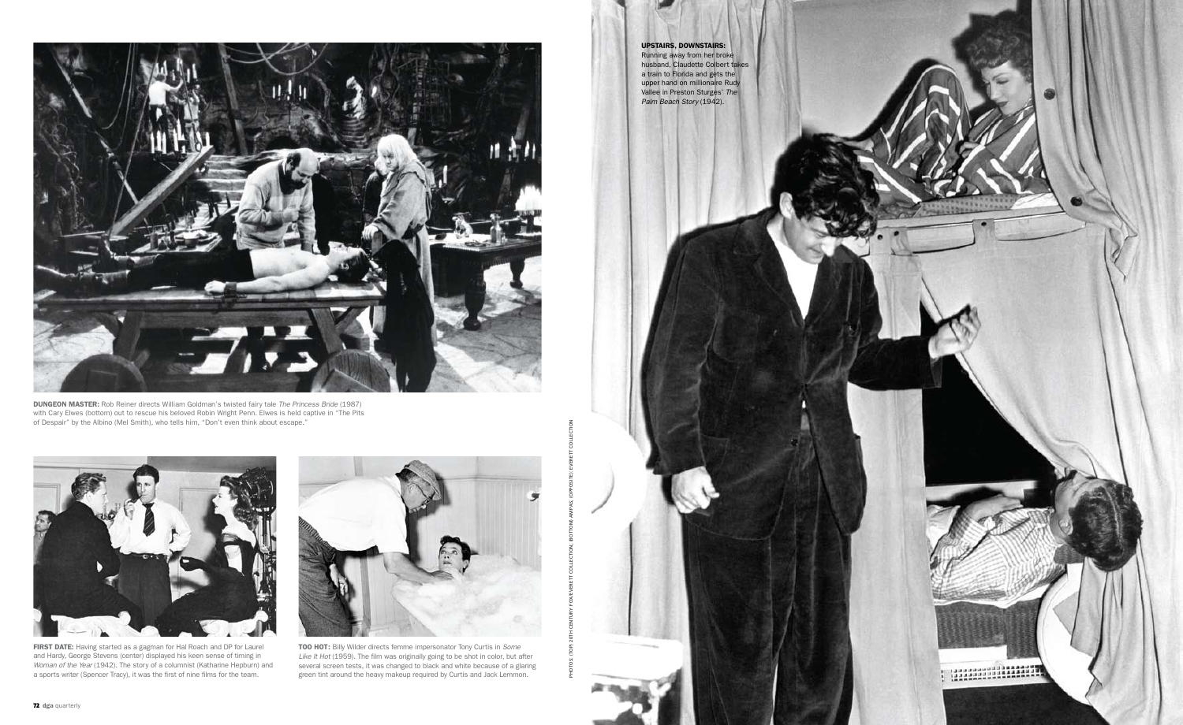**DUNGEON MASTER:** Rob Reiner directs William Goldman's twisted fairy tale *The Princess Bride* (1987) with Cary Elwes (bottom) out to rescue his beloved Robin Wright Penn. Elwes is held captive in "The Pits of Despair" by the Albino (Mel Smith), who tells him, "Don't even think about escape."

**FIRST DATE:** Having started as a gagman for Hal Roach and DP for Laurel and Hardy, George Stevens (center) displayed his keen sense of timing in *Woman of the Year* (1942). The story of a columnist (Katharine Hepburn) and a sports writer (Spencer Tracy), it was the first of nine films for the team.

**TOO HOT:** Billy Wilder directs femme impersonator Tony Curtis in *Some Like It Hot* (1959). The film was originally going to be shot in color, but after several screen tests, it was changed to black and white because of a glaring green tint around the heavy makeup required by Curtis and Jack Lemmon.

**UPSTAIRS, DOWNSTAIRS:** Running away from her broke husband, Claudette Colbert takes a train to Florida and gets the upper hand on millionaire Rudy Vallee in Preston Sturges' *The Palm Beach Story* (1942).

PHOTOS: (TOP) 20TH CENTURY FOX/EVERETT COLLECTION; (BOTTOM) AMPAS; (OPPOSITE) EVERETT COLLECTION